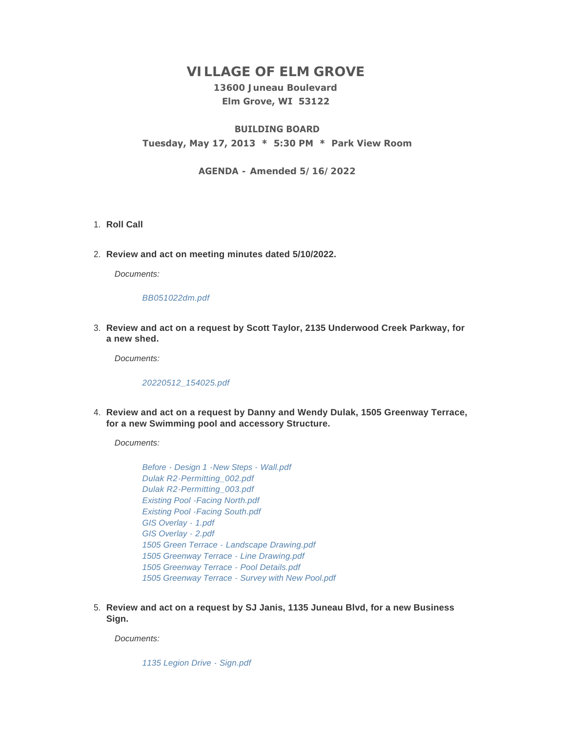# VILLAGE OF ELM GROVE

**13600 Juneau Boulevard**
**Elm Grove, WI 53122**

## BUILDING BOARD

**Tuesday, May 17, 2013 * 5:30 PM * Park View Room**

**AGENDA - Amended 5/16/2022**

1. **Roll Call**

2. **Review and act on meeting minutes dated 5/10/2022.**

   *Documents:*

   *BB051022dm.pdf*

3. **Review and act on a request by Scott Taylor, 2135 Underwood Creek Parkway, for a new shed.**

   *Documents:*

   *20220512_154025.pdf*

4. **Review and act on a request by Danny and Wendy Dulak, 1505 Greenway Terrace, for a new Swimming pool and accessory Structure.**

   *Documents:*

   *Before - Design 1 -New Steps - Wall.pdf*
   *Dulak R2-Permitting_002.pdf*
   *Dulak R2-Permitting_003.pdf*
   *Existing Pool -Facing North.pdf*
   *Existing Pool -Facing South.pdf*
   *GIS Overlay - 1.pdf*
   *GIS Overlay - 2.pdf*
   *1505 Green Terrace - Landscape Drawing.pdf*
   *1505 Greenway Terrace - Line Drawing.pdf*
   *1505 Greenway Terrace - Pool Details.pdf*
   *1505 Greenway Terrace - Survey with New Pool.pdf*

5. **Review and act on a request by SJ Janis, 1135 Juneau Blvd, for a new Business Sign.**

   *Documents:*

   *1135 Legion Drive - Sign.pdf*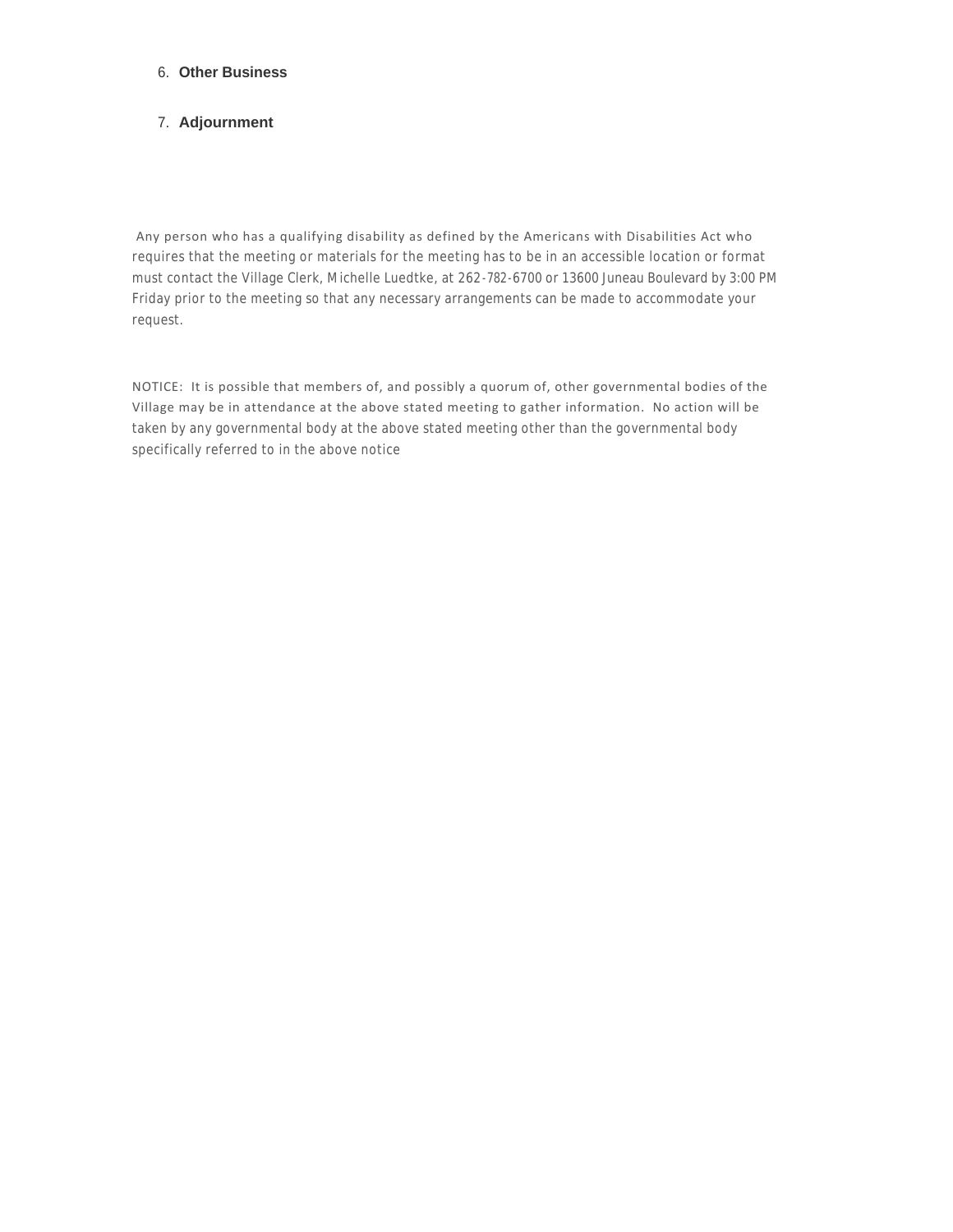6. **Other Business**

7. **Adjournment**

Any person who has a qualifying disability as defined by the Americans with Disabilities Act who requires that the meeting or materials for the meeting has to be in an accessible location or format must contact the Village Clerk, Michelle Luedtke, at 262-782-6700 or 13600 Juneau Boulevard by 3:00 PM Friday prior to the meeting so that any necessary arrangements can be made to accommodate your request.

NOTICE: It is possible that members of, and possibly a quorum of, other governmental bodies of the Village may be in attendance at the above stated meeting to gather information. No action will be taken by any governmental body at the above stated meeting other than the governmental body specifically referred to in the above notice